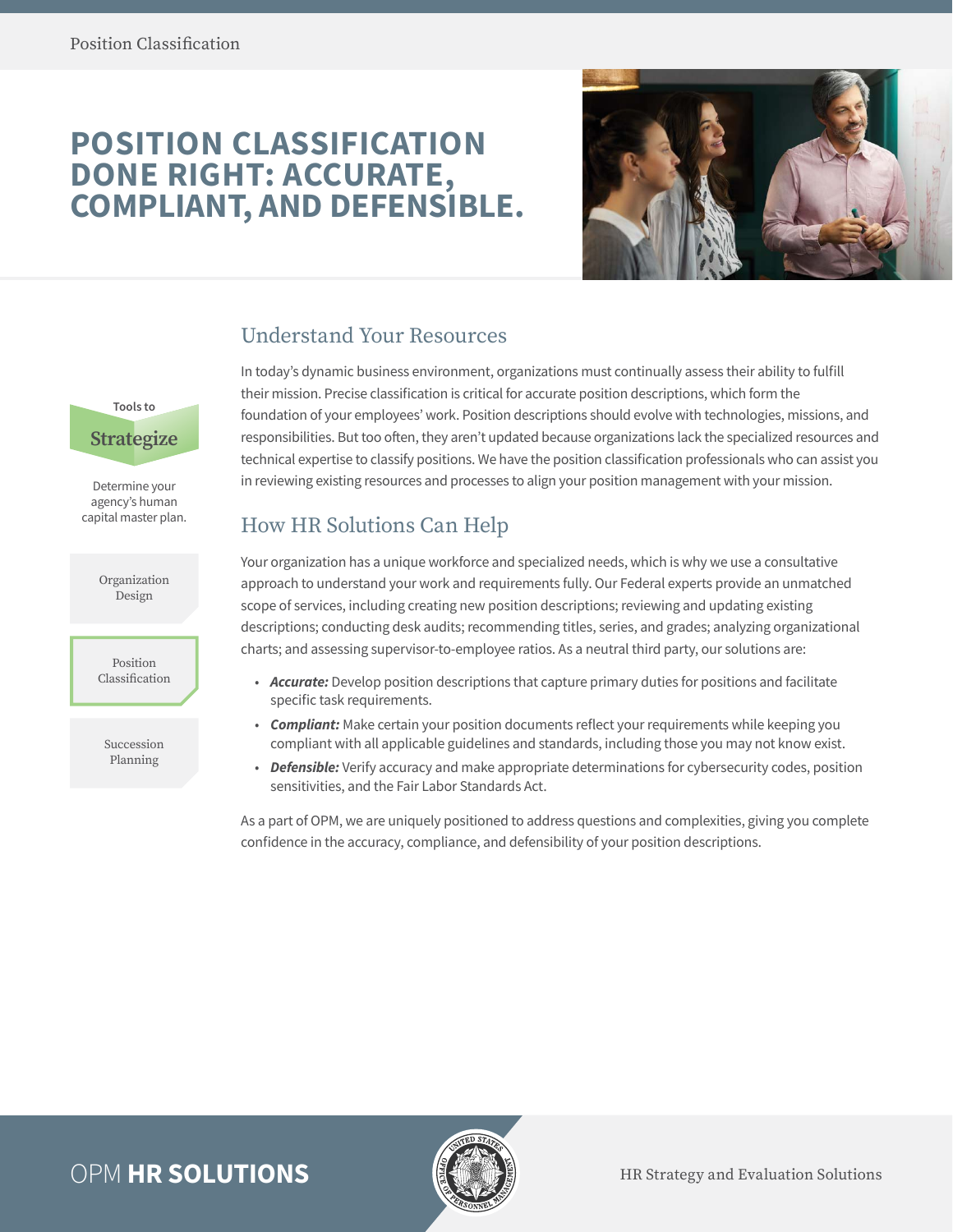# POSITION CLASSIFICATION DONE RIGHT: ACCURATE, COMPLIANT, AND DEFENSIBLE.

Tools to

**Strategize**

Determine your agency's human capital master plan.

- Organization Design
- Position Classification
- Succession Planning

## Understand Your Resources

In today's dynamic business environment, organizations must continually assess their ability to fulfill their mission. Precise classification is critical for accurate position descriptions, which form the foundation of your employees' work. Position descriptions should evolve with technologies, missions, and responsibilities. But too often, they aren't updated because organizations lack the specialized resources and technical expertise to classify positions. We have the position classification professionals who can assist you in reviewing existing resources and processes to align your position management with your mission.

## How HR Solutions Can Help

Your organization has a unique workforce and specialized needs, which is why we use a consultative approach to understand your work and requirements fully. Our Federal experts provide an unmatched scope of services, including creating new position descriptions; reviewing and updating existing descriptions; conducting desk audits; recommending titles, series, and grades; analyzing organizational charts; and assessing supervisor-to-employee ratios. As a neutral third party, our solutions are:

- ***Accurate:*** Develop position descriptions that capture primary duties for positions and facilitate specific task requirements.
- ***Compliant:*** Make certain your position documents reflect your requirements while keeping you compliant with all applicable guidelines and standards, including those you may not know exist.
- ***Defensible:*** Verify accuracy and make appropriate determinations for cybersecurity codes, position sensitivities, and the Fair Labor Standards Act.

As a part of OPM, we are uniquely positioned to address questions and complexities, giving you complete confidence in the accuracy, compliance, and defensibility of your position descriptions.

OPM **HR SOLUTIONS**

HR Strategy and Evaluation Solutions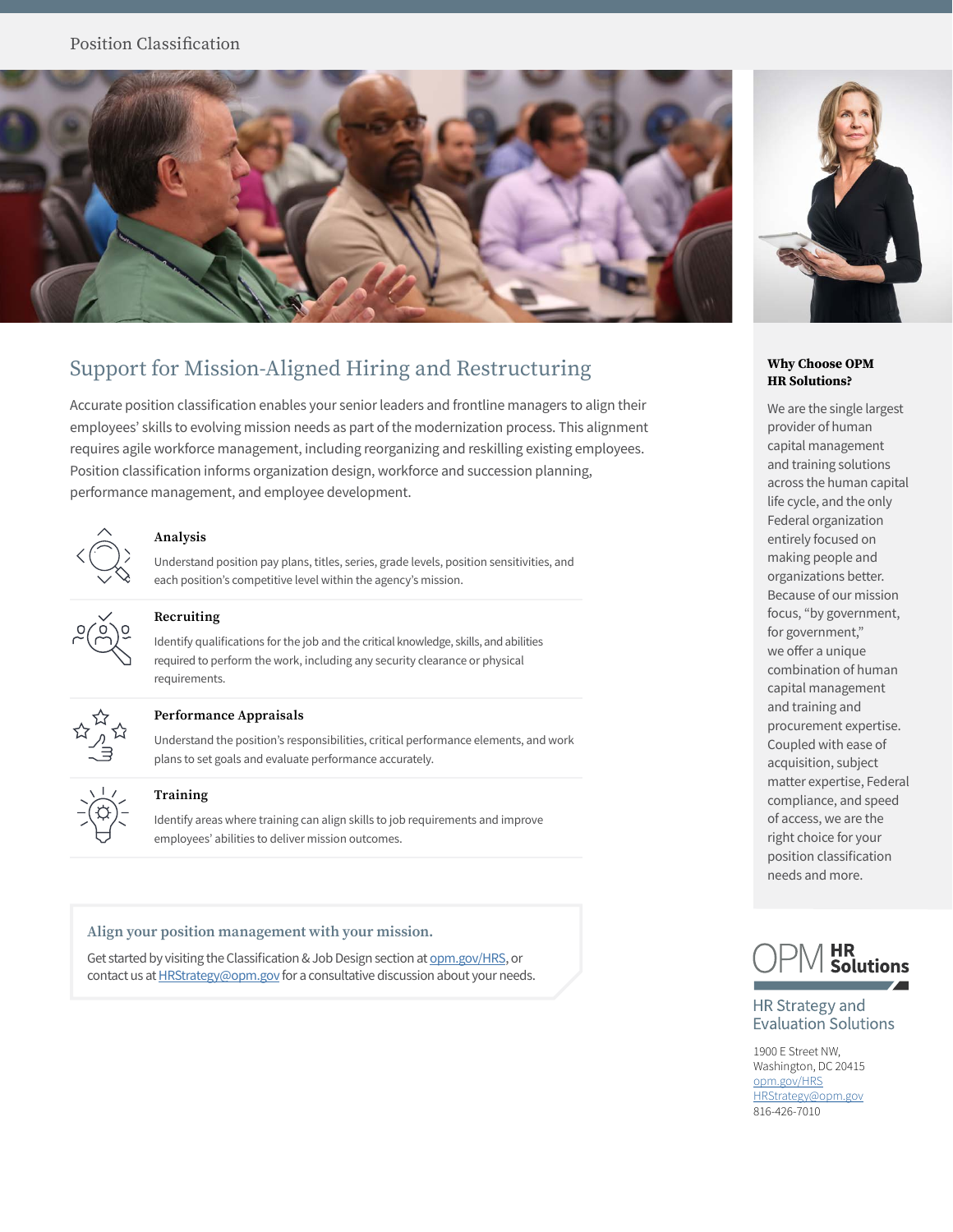## Support for Mission-Aligned Hiring and Restructuring

Accurate position classification enables your senior leaders and frontline managers to align their employees' skills to evolving mission needs as part of the modernization process. This alignment requires agile workforce management, including reorganizing and reskilling existing employees. Position classification informs organization design, workforce and succession planning, performance management, and employee development.

### Analysis

Understand position pay plans, titles, series, grade levels, position sensitivities, and each position's competitive level within the agency's mission.

### Recruiting

Identify qualifications for the job and the critical knowledge, skills, and abilities required to perform the work, including any security clearance or physical requirements.

### Performance Appraisals

Understand the position's responsibilities, critical performance elements, and work plans to set goals and evaluate performance accurately.

### Training

Identify areas where training can align skills to job requirements and improve employees' abilities to deliver mission outcomes.

**Align your position management with your mission.**

Get started by visiting the Classification & Job Design section at opm.gov/HRS, or contact us at HRStrategy@opm.gov for a consultative discussion about your needs.

**Why Choose OPM HR Solutions?**

We are the single largest provider of human capital management and training solutions across the human capital life cycle, and the only Federal organization entirely focused on making people and organizations better. Because of our mission focus, "by government, for government," we offer a unique combination of human capital management and training and procurement expertise. Coupled with ease of acquisition, subject matter expertise, Federal compliance, and speed of access, we are the right choice for your position classification needs and more.

OPM HR Solutions

HR Strategy and Evaluation Solutions

1900 E Street NW,
Washington, DC 20415
opm.gov/HRS
HRStrategy@opm.gov
816-426-7010